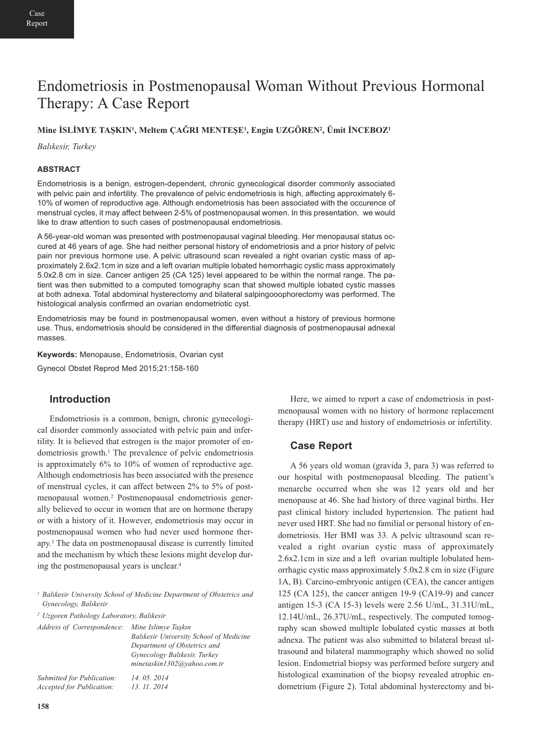Case Report

# Endometriosis in Postmenopausal Woman Without Previous Hormonal Therapy: A Case Report

**Mine İSLİMYE TAŞKIN[1], Meltem ÇAĞRI MENTEŞE[1], Engin UZGÖREN[2], Ümit İNCEBOZ[1]**

*Balıkesir, Turkey*

### ABSTRACT

Endometriosis is a benign, estrogen-dependent, chronic gynecological disorder commonly associated with pelvic pain and infertility. The prevalence of pelvic endometriosis is high, affecting approximately 6-10% of women of reproductive age. Although endometriosis has been associated with the occurence of menstrual cycles, it may affect between 2-5% of postmenopausal women. In this presentation, we would like to draw attention to such cases of postmenopausal endometriosis.

A 56-year-old woman was presented with postmenopausal vaginal bleeding. Her menopausal status occured at 46 years of age. She had neither personal history of endometriosis and a prior history of pelvic pain nor previous hormone use. A pelvic ultrasound scan revealed a right ovarian cystic mass of approximately 2.6x2.1cm in size and a left ovarian multiple lobated hemorrhagic cystic mass approximately 5.0x2.8 cm in size. Cancer antigen 25 (CA 125) level appeared to be within the normal range. The patient was then submitted to a computed tomography scan that showed multiple lobated cystic masses at both adnexa. Total abdominal hysterectomy and bilateral salpingooophorectomy was performed. The histological analysis confirmed an ovarian endometriotic cyst.

Endometriosis may be found in postmenopausal women, even without a history of previous hormone use. Thus, endometriosis should be considered in the differential diagnosis of postmenopausal adnexal masses.

**Keywords:** Menopause, Endometriosis, Ovarian cyst

Gynecol Obstet Reprod Med 2015;21:158-160

## Introduction

Endometriosis is a common, benign, chronic gynecological disorder commonly associated with pelvic pain and infertility. It is believed that estrogen is the major promoter of endometriosis growth.[1] The prevalence of pelvic endometriosis is approximately 6% to 10% of women of reproductive age. Although endometriosis has been associated with the presence of menstrual cycles, it can affect between 2% to 5% of postmenopausal women.[2] Postmenopausal endometriosis generally believed to occur in women that are on hormone therapy or with a history of it. However, endometriosis may occur in postmenopausal women who had never used hormone therapy.[3] The data on postmenopausal disease is currently limited and the mechanism by which these lesions might develop during the postmenopausal years is unclear.[4]

Here, we aimed to report a case of endometriosis in postmenopausal women with no history of hormone replacement therapy (HRT) use and history of endometriosis or infertility.

## Case Report

A 56 years old woman (gravida 3, para 3) was referred to our hospital with postmenopausal bleeding. The patient's menarche occurred when she was 12 years old and her menopause at 46. She had history of three vaginal births. Her past clinical history included hypertension. The patient had never used HRT. She had no familial or personal history of endometriosis. Her BMI was 33. A pelvic ultrasound scan revealed a right ovarian cystic mass of approximately 2.6x2.1cm in size and a left ovarian multiple lobulated hemorrhagic cystic mass approximately 5.0x2.8 cm in size (Figure 1A, B). Carcino-embryonic antigen (CEA), the cancer antigen 125 (CA 125), the cancer antigen 19-9 (CA19-9) and cancer antigen 15-3 (CA 15-3) levels were 2.56 U/mL, 31.31U/mL, 12.14U/mL, 26.37U/mL, respectively. The computed tomography scan showed multiple lobulated cystic masses at both adnexa. The patient was also submitted to bilateral breast ultrasound and bilateral mammography which showed no solid lesion. Endometrial biopsy was performed before surgery and histological examination of the biopsy revealed atrophic endometrium (Figure 2). Total abdominal hysterectomy and bi-

[1] *Balıkesir University School of Medicine Department of Obstetrics and Gynecology, Balıkesir*

[2] *Uzgoren Pathology Laboratory, Balıkesir*

*Address of Correspondence:* *Mine Islimye Taşkın, Balıkesir University School of Medicine Department of Obstetrics and Gynecology Balıkesir, Turkey, minetaskin1302@yahoo.com.tr*

*Submitted for Publication: 14. 05. 2014*
*Accepted for Publication: 13. 11. 2014*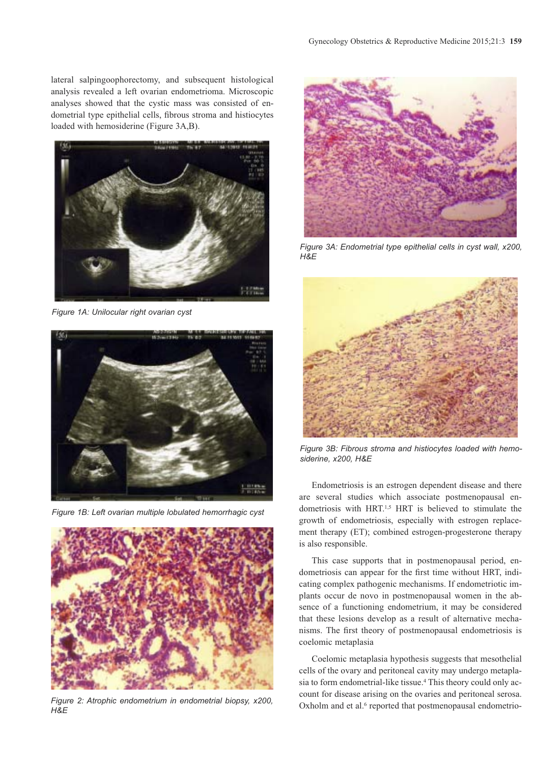lateral salpingoophorectomy, and subsequent histological analysis revealed a left ovarian endometrioma. Microscopic analyses showed that the cystic mass was consisted of endometrial type epithelial cells, fibrous stroma and histiocytes loaded with hemosiderine (Figure 3A,B).

*Figure 1A: Unilocular right ovarian cyst*

*Figure 1B: Left ovarian multiple lobulated hemorrhagic cyst*

*Figure 2: Atrophic endometrium in endometrial biopsy, x200, H&E*

*Figure 3A: Endometrial type epithelial cells in cyst wall, x200, H&E*

*Figure 3B: Fibrous stroma and histiocytes loaded with hemosiderine, x200, H&E*

Endometriosis is an estrogen dependent disease and there are several studies which associate postmenopausal endometriosis with HRT.[1,5] HRT is believed to stimulate the growth of endometriosis, especially with estrogen replacement therapy (ET); combined estrogen-progesterone therapy is also responsible.

This case supports that in postmenopausal period, endometriosis can appear for the first time without HRT, indicating complex pathogenic mechanisms. If endometriotic implants occur de novo in postmenopausal women in the absence of a functioning endometrium, it may be considered that these lesions develop as a result of alternative mechanisms. The first theory of postmenopausal endometriosis is coelomic metaplasia

Coelomic metaplasia hypothesis suggests that mesothelial cells of the ovary and peritoneal cavity may undergo metaplasia to form endometrial-like tissue.[4] This theory could only account for disease arising on the ovaries and peritoneal serosa. Oxholm and et al.[6] reported that postmenopausal endometrio-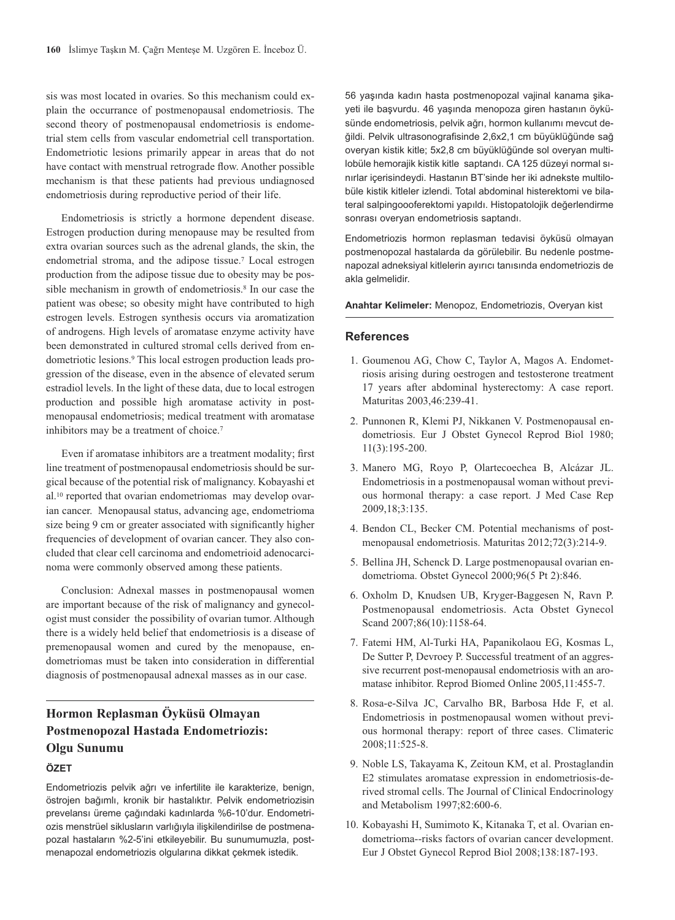sis was most located in ovaries. So this mechanism could explain the occurrance of postmenopausal endometriosis. The second theory of postmenopausal endometriosis is endometrial stem cells from vascular endometrial cell transportation. Endometriotic lesions primarily appear in areas that do not have contact with menstrual retrograde flow. Another possible mechanism is that these patients had previous undiagnosed endometriosis during reproductive period of their life.

Endometriosis is strictly a hormone dependent disease. Estrogen production during menopause may be resulted from extra ovarian sources such as the adrenal glands, the skin, the endometrial stroma, and the adipose tissue.[7] Local estrogen production from the adipose tissue due to obesity may be possible mechanism in growth of endometriosis.[8] In our case the patient was obese; so obesity might have contributed to high estrogen levels. Estrogen synthesis occurs via aromatization of androgens. High levels of aromatase enzyme activity have been demonstrated in cultured stromal cells derived from endometriotic lesions.[9] This local estrogen production leads progression of the disease, even in the absence of elevated serum estradiol levels. In the light of these data, due to local estrogen production and possible high aromatase activity in postmenopausal endometriosis; medical treatment with aromatase inhibitors may be a treatment of choice.[7]

Even if aromatase inhibitors are a treatment modality; first line treatment of postmenopausal endometriosis should be surgical because of the potential risk of malignancy. Kobayashi et al.[10] reported that ovarian endometriomas may develop ovarian cancer. Menopausal status, advancing age, endometrioma size being 9 cm or greater associated with significantly higher frequencies of development of ovarian cancer. They also concluded that clear cell carcinoma and endometrioid adenocarcinoma were commonly observed among these patients.

Conclusion: Adnexal masses in postmenopausal women are important because of the risk of malignancy and gynecologist must consider the possibility of ovarian tumor. Although there is a widely held belief that endometriosis is a disease of premenopausal women and cured by the menopause, endometriomas must be taken into consideration in differential diagnosis of postmenopausal adnexal masses as in our case.

## Hormon Replasman Öyküsü Olmayan Postmenopozal Hastada Endometriozis: Olgu Sunumu

### ÖZET

Endometriozis pelvik ağrı ve infertilite ile karakterize, benign, östrojen bağımlı, kronik bir hastalıktır. Pelvik endometriozisin prevelansı üreme çağındaki kadınlarda %6-10'dur. Endometriozis menstrüel siklusların varlığıyla ilişkilendirilse de postmenapozal hastaların %2-5'ini etkileyebilir. Bu sunumumuzla, postmenapozal endometriozis olgularına dikkat çekmek istedik.

56 yaşında kadın hasta postmenopozal vajinal kanama şikayeti ile başvurdu. 46 yaşında menopoza giren hastanın öyküsünde endometriosis, pelvik ağrı, hormon kullanımı mevcut değildi. Pelvik ultrasonografisinde 2,6x2,1 cm büyüklüğünde sağ overyan kistik kitle; 5x2,8 cm büyüklüğünde sol overyan multilobüle hemorajik kistik kitle saptandı. CA 125 düzeyi normal sınırlar içerisindeydi. Hastanın BT'sinde her iki adnekste multilobüle kistik kitleler izlendi. Total abdominal histerektomi ve bilateral salpingoooferektomi yapıldı. Histopatolojik değerlendirme sonrası overyan endometriosis saptandı.

Endometriozis hormon replasman tedavisi öyküsü olmayan postmenopozal hastalarda da görülebilir. Bu nedenle postmenapozal adneksiyal kitlelerin ayırıcı tanısında endometriozis de akla gelmelidir.

**Anahtar Kelimeler:** Menopoz, Endometriozis, Overyan kist

## References

1. Goumenou AG, Chow C, Taylor A, Magos A. Endometriosis arising during oestrogen and testosterone treatment 17 years after abdominal hysterectomy: A case report. Maturitas 2003,46:239-41.
2. Punnonen R, Klemi PJ, Nikkanen V. Postmenopausal endometriosis. Eur J Obstet Gynecol Reprod Biol 1980; 11(3):195-200.
3. Manero MG, Royo P, Olartecoechea B, Alcázar JL. Endometriosis in a postmenopausal woman without previous hormonal therapy: a case report. J Med Case Rep 2009,18;3:135.
4. Bendon CL, Becker CM. Potential mechanisms of postmenopausal endometriosis. Maturitas 2012;72(3):214-9.
5. Bellina JH, Schenck D. Large postmenopausal ovarian endometrioma. Obstet Gynecol 2000;96(5 Pt 2):846.
6. Oxholm D, Knudsen UB, Kryger-Baggesen N, Ravn P. Postmenopausal endometriosis. Acta Obstet Gynecol Scand 2007;86(10):1158-64.
7. Fatemi HM, Al-Turki HA, Papanikolaou EG, Kosmas L, De Sutter P, Devroey P. Successful treatment of an aggressive recurrent post-menopausal endometriosis with an aromatase inhibitor. Reprod Biomed Online 2005,11:455-7.
8. Rosa-e-Silva JC, Carvalho BR, Barbosa Hde F, et al. Endometriosis in postmenopausal women without previous hormonal therapy: report of three cases. Climateric 2008;11:525-8.
9. Noble LS, Takayama K, Zeitoun KM, et al. Prostaglandin E2 stimulates aromatase expression in endometriosis-derived stromal cells. The Journal of Clinical Endocrinology and Metabolism 1997;82:600-6.
10. Kobayashi H, Sumimoto K, Kitanaka T, et al. Ovarian endometrioma--risks factors of ovarian cancer development. Eur J Obstet Gynecol Reprod Biol 2008;138:187-193.